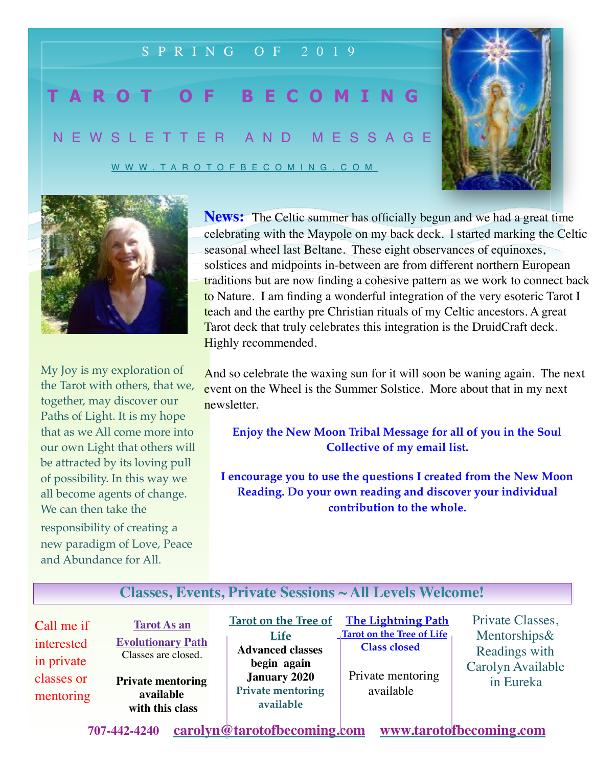SPRING OF 2019

# TAROT OF BECOMING

## NEWSLETTER AND MESSAGE

WWW.TAROTOFBECOMING.COM

My Joy is my exploration of the Tarot with others, that we, together, may discover our Paths of Light. It is my hope that as we All come more into our own Light that others will be attracted by its loving pull of possibility. In this way we all become agents of change. We can then take the responsibility of creating a new paradigm of Love, Peace and Abundance for All.

**News:** The Celtic summer has officially begun and we had a great time celebrating with the Maypole on my back deck. I started marking the Celtic seasonal wheel last Beltane. These eight observances of equinoxes, solstices and midpoints in-between are from different northern European traditions but are now finding a cohesive pattern as we work to connect back to Nature. I am finding a wonderful integration of the very esoteric Tarot I teach and the earthy pre Christian rituals of my Celtic ancestors. A great Tarot deck that truly celebrates this integration is the DruidCraft deck. Highly recommended.

And so celebrate the waxing sun for it will soon be waning again. The next event on the Wheel is the Summer Solstice. More about that in my next newsletter.

**Enjoy the New Moon Tribal Message for all of you in the Soul Collective of my email list.**

**I encourage you to use the questions I created from the New Moon Reading. Do your own reading and discover your individual contribution to the whole.**

## Classes, Events, Private Sessions ~ All Levels Welcome!

Call me if interested in private classes or mentoring

**Tarot As an Evolutionary Path**
Classes are closed.
**Private mentoring available with this class**

**Tarot on the Tree of Life**
**Advanced classes begin again January 2020**
**Private mentoring available**

**The Lightning Path**
**Tarot on the Tree of Life**
**Class closed**
Private mentoring available

Private Classes, Mentorships & Readings with Carolyn Available in Eureka

**707-442-4240** carolyn@tarotofbecoming.com www.tarotofbecoming.com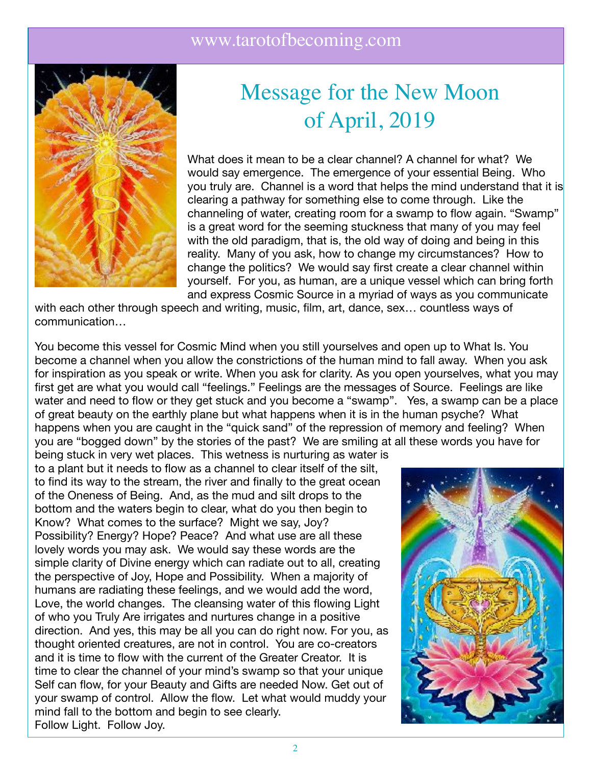# Message for the New Moon of April, 2019

What does it mean to be a clear channel? A channel for what? We would say emergence. The emergence of your essential Being. Who you truly are. Channel is a word that helps the mind understand that it is clearing a pathway for something else to come through. Like the channeling of water, creating room for a swamp to flow again. "Swamp" is a great word for the seeming stuckness that many of you may feel with the old paradigm, that is, the old way of doing and being in this reality. Many of you ask, how to change my circumstances? How to change the politics? We would say first create a clear channel within yourself. For you, as human, are a unique vessel which can bring forth and express Cosmic Source in a myriad of ways as you communicate with each other through speech and writing, music, film, art, dance, sex… countless ways of communication…

You become this vessel for Cosmic Mind when you still yourselves and open up to What Is. You become a channel when you allow the constrictions of the human mind to fall away. When you ask for inspiration as you speak or write. When you ask for clarity. As you open yourselves, what you may first get are what you would call "feelings." Feelings are the messages of Source. Feelings are like water and need to flow or they get stuck and you become a "swamp". Yes, a swamp can be a place of great beauty on the earthly plane but what happens when it is in the human psyche? What happens when you are caught in the "quick sand" of the repression of memory and feeling? When you are "bogged down" by the stories of the past? We are smiling at all these words you have for being stuck in very wet places. This wetness is nurturing as water is to a plant but it needs to flow as a channel to clear itself of the silt, to find its way to the stream, the river and finally to the great ocean of the Oneness of Being. And, as the mud and silt drops to the bottom and the waters begin to clear, what do you then begin to Know? What comes to the surface? Might we say, Joy? Possibility? Energy? Hope? Peace? And what use are all these lovely words you may ask. We would say these words are the simple clarity of Divine energy which can radiate out to all, creating the perspective of Joy, Hope and Possibility. When a majority of humans are radiating these feelings, and we would add the word, Love, the world changes. The cleansing water of this flowing Light of who you Truly Are irrigates and nurtures change in a positive direction. And yes, this may be all you can do right now. For you, as thought oriented creatures, are not in control. You are co-creators and it is time to flow with the current of the Greater Creator. It is time to clear the channel of your mind's swamp so that your unique Self can flow, for your Beauty and Gifts are needed Now. Get out of your swamp of control. Allow the flow. Let what would muddy your mind fall to the bottom and begin to see clearly.
Follow Light. Follow Joy.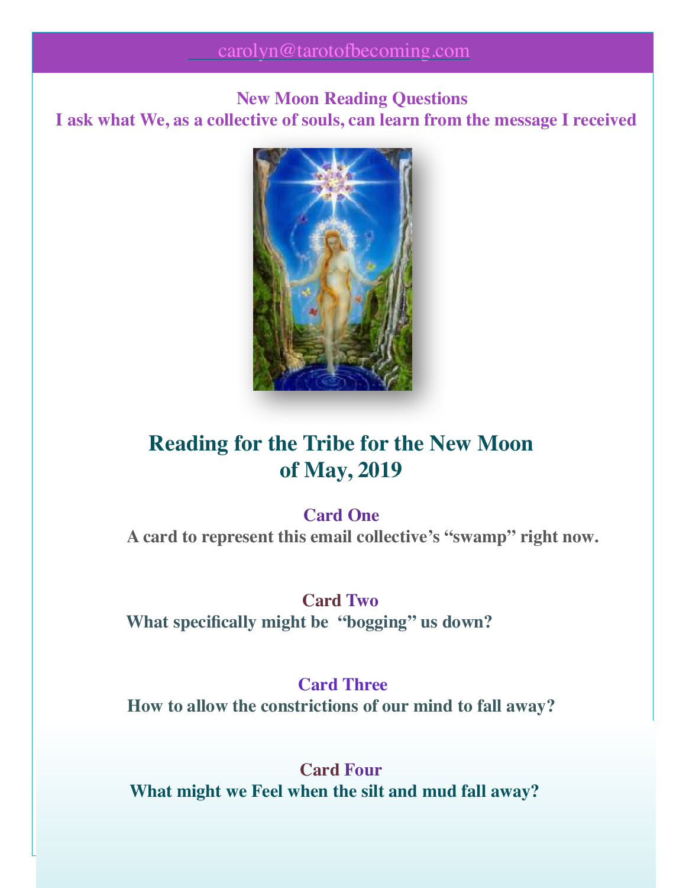carolyn@tarotofbecoming.com

**New Moon Reading Questions**
**I ask what We, as a collective of souls, can learn from the message I received**

## Reading for the Tribe for the New Moon of May, 2019

**Card One**
**A card to represent this email collective's "swamp" right now.**

**Card Two**
**What specifically might be "bogging" us down?**

**Card Three**
**How to allow the constrictions of our mind to fall away?**

**Card Four**
**What might we Feel when the silt and mud fall away?**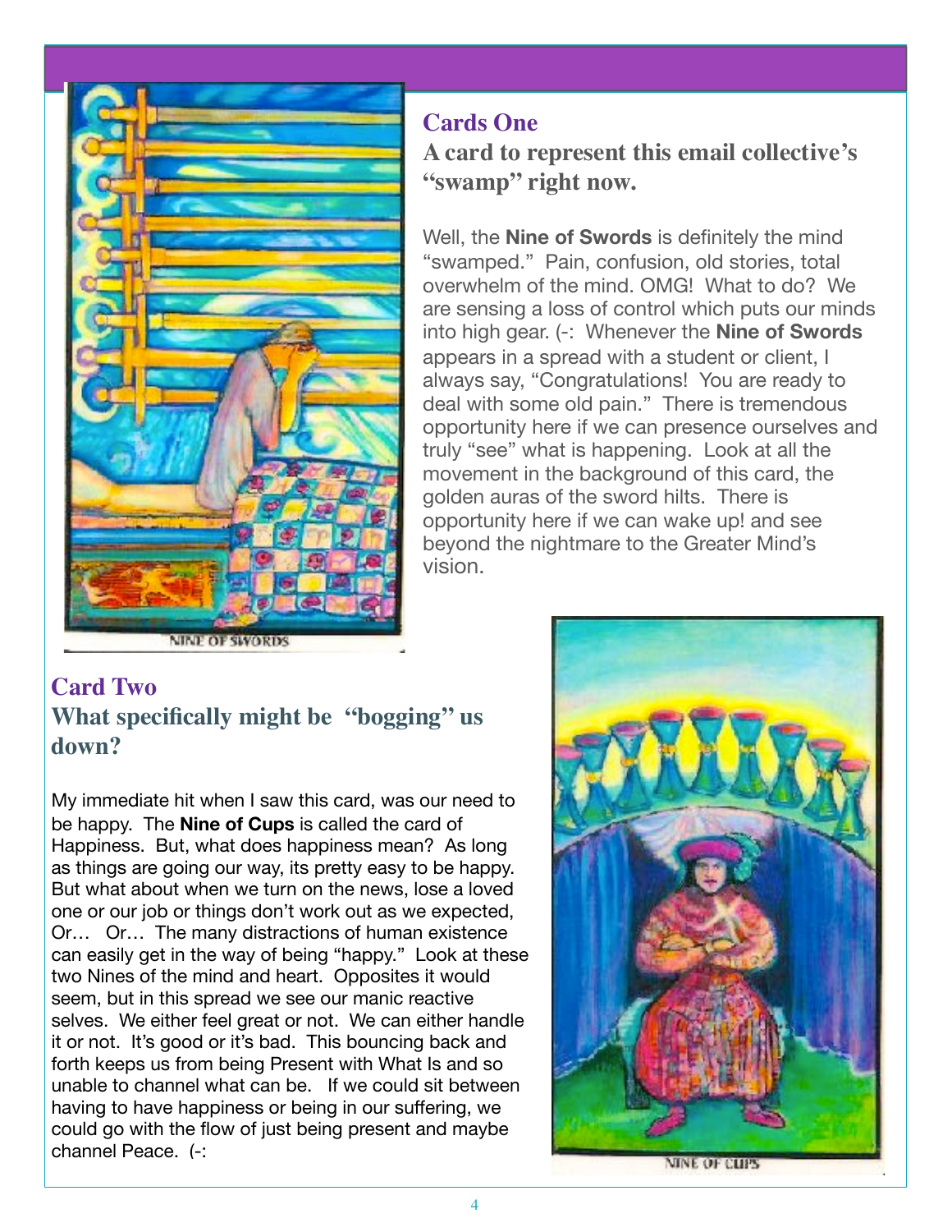## Cards One

### A card to represent this email collective's "swamp" right now.

Well, the **Nine of Swords** is definitely the mind "swamped." Pain, confusion, old stories, total overwhelm of the mind. OMG! What to do? We are sensing a loss of control which puts our minds into high gear. (-: Whenever the **Nine of Swords** appears in a spread with a student or client, I always say, "Congratulations! You are ready to deal with some old pain." There is tremendous opportunity here if we can presence ourselves and truly "see" what is happening. Look at all the movement in the background of this card, the golden auras of the sword hilts. There is opportunity here if we can wake up! and see beyond the nightmare to the Greater Mind's vision.

NINE OF SWORDS

## Card Two

### What specifically might be "bogging" us down?

My immediate hit when I saw this card, was our need to be happy. The **Nine of Cups** is called the card of Happiness. But, what does happiness mean? As long as things are going our way, its pretty easy to be happy. But what about when we turn on the news, lose a loved one or our job or things don't work out as we expected, Or… Or… The many distractions of human existence can easily get in the way of being "happy." Look at these two Nines of the mind and heart. Opposites it would seem, but in this spread we see our manic reactive selves. We either feel great or not. We can either handle it or not. It's good or it's bad. This bouncing back and forth keeps us from being Present with What Is and so unable to channel what can be. If we could sit between having to have happiness or being in our suffering, we could go with the flow of just being present and maybe channel Peace. (-:

NINE OF CUPS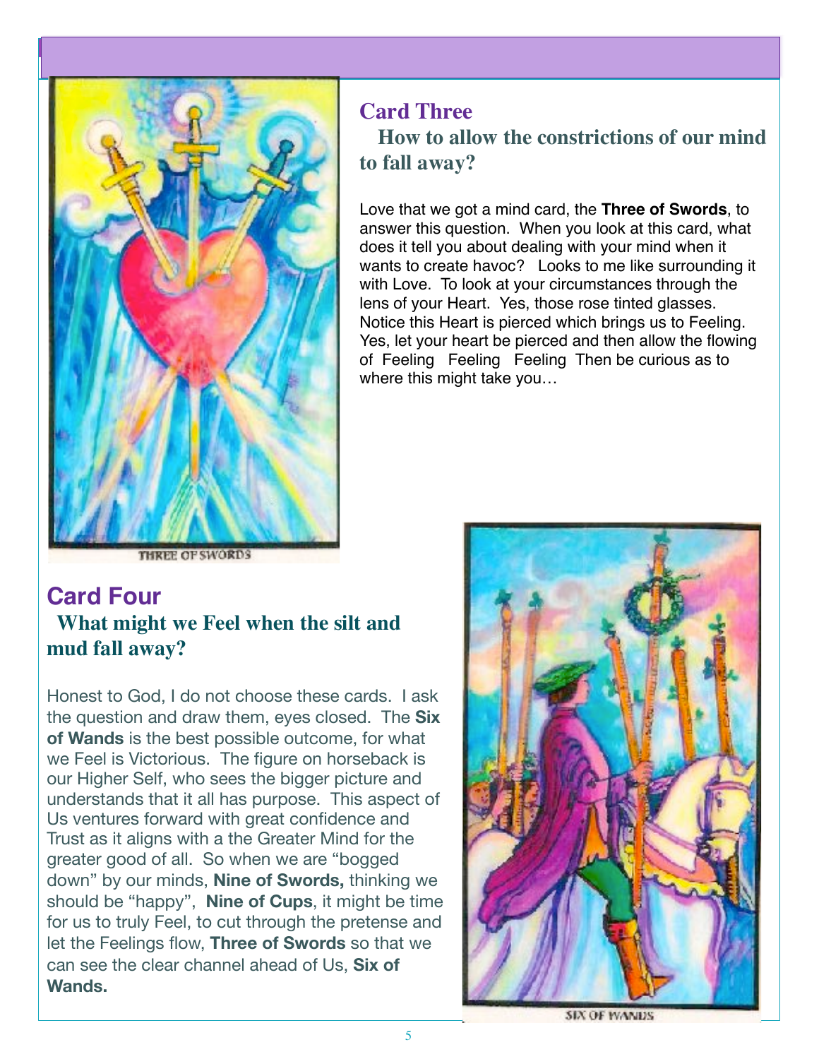## Card Three

### How to allow the constrictions of our mind to fall away?

Love that we got a mind card, the **Three of Swords**, to answer this question. When you look at this card, what does it tell you about dealing with your mind when it wants to create havoc? Looks to me like surrounding it with Love. To look at your circumstances through the lens of your Heart. Yes, those rose tinted glasses. Notice this Heart is pierced which brings us to Feeling. Yes, let your heart be pierced and then allow the flowing of Feeling Feeling Feeling Then be curious as to where this might take you…

THREE OF SWORDS

## Card Four

### What might we Feel when the silt and mud fall away?

Honest to God, I do not choose these cards. I ask the question and draw them, eyes closed. The **Six of Wands** is the best possible outcome, for what we Feel is Victorious. The figure on horseback is our Higher Self, who sees the bigger picture and understands that it all has purpose. This aspect of Us ventures forward with great confidence and Trust as it aligns with a the Greater Mind for the greater good of all. So when we are "bogged down" by our minds, **Nine of Swords,** thinking we should be "happy", **Nine of Cups**, it might be time for us to truly Feel, to cut through the pretense and let the Feelings flow, **Three of Swords** so that we can see the clear channel ahead of Us, **Six of Wands.**

SIX OF WANDS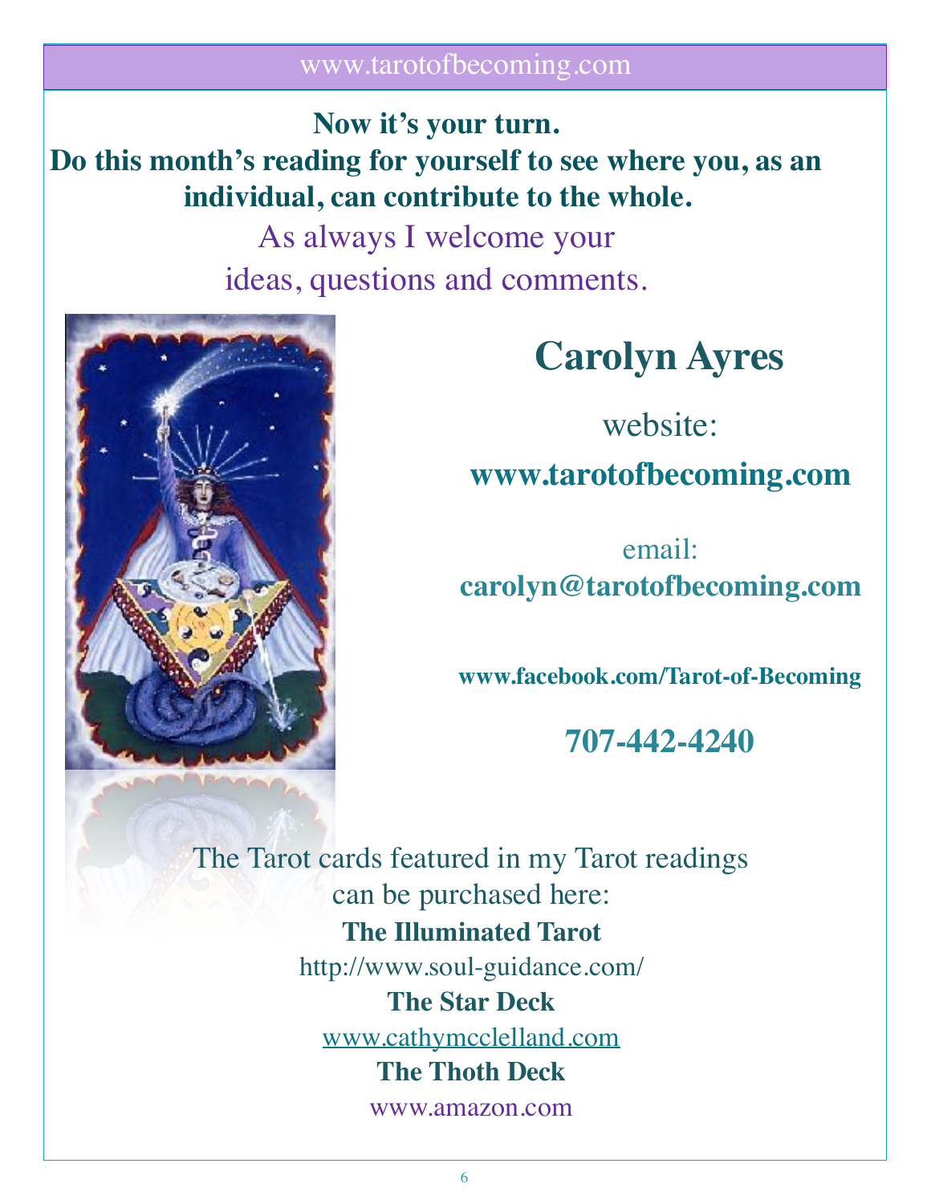**Now it's your turn.**
**Do this month's reading for yourself to see where you, as an individual, can contribute to the whole.**

As always I welcome your ideas, questions and comments.

## Carolyn Ayres

website:
**www.tarotofbecoming.com**

email:
**carolyn@tarotofbecoming.com**

**www.facebook.com/Tarot-of-Becoming**

**707-442-4240**

The Tarot cards featured in my Tarot readings can be purchased here:

**The Illuminated Tarot**
http://www.soul-guidance.com/

**The Star Deck**
www.cathymcclelland.com

**The Thoth Deck**
www.amazon.com